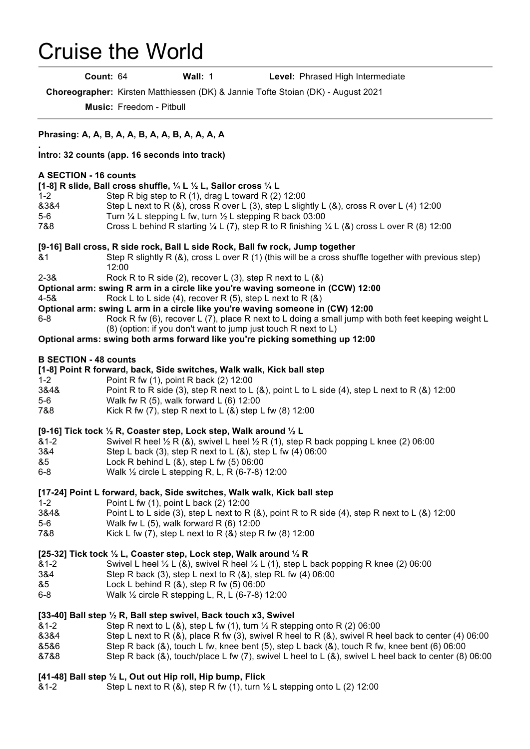# Cruise the World

**Count:** 64 **Wall:** 1 **Level:** Phrased High Intermediate

**Choreographer:** Kirsten Matthiessen (DK) & Jannie Tofte Stoian (DK) - August 2021

**Music:** Freedom - Pitbull

**Phrasing: A, A, B, A, A, B, A, A, B, A, A, A, A**

.

**Intro: 32 counts (app. 16 seconds into track)**

**A SECTION - 16 counts**

**[1-8] R slide, Ball cross shuffle, ¼ L ½ L, Sailor cross ¼ L**

| | |
|---|---|
| 1-2 | Step R big step to R (1), drag L toward R (2) 12:00 |
| &3&4 | Step L next to R (&), cross R over L (3), step L slightly L (&), cross R over L (4) 12:00 |
| 5-6 | Turn ¼ L stepping L fw, turn ½ L stepping R back 03:00 |
| 7&8 | Cross L behind R starting ¼ L (7), step R to R finishing ¼ L (&) cross L over R (8) 12:00 |

**[9-16] Ball cross, R side rock, Ball L side Rock, Ball fw rock, Jump together**

| | |
|---|---|
| &1 | Step R slightly R (&), cross L over R (1) (this will be a cross shuffle together with previous step) 12:00 |
| 2-3& | Rock R to R side (2), recover L (3), step R next to L (&) |

**Optional arm: swing R arm in a circle like you're waving someone in (CCW) 12:00**

| | |
|---|---|
| 4-5& | Rock L to L side (4), recover R (5), step L next to R (&) |

**Optional arm: swing L arm in a circle like you're waving someone in (CW) 12:00**

| | |
|---|---|
| 6-8 | Rock R fw (6), recover L (7), place R next to L doing a small jump with both feet keeping weight L (8) (option: if you don't want to jump just touch R next to L) |

**Optional arms: swing both arms forward like you're picking something up 12:00**

**B SECTION - 48 counts**

**[1-8] Point R forward, back, Side switches, Walk walk, Kick ball step**

| | |
|---|---|
| 1-2 | Point R fw (1), point R back (2) 12:00 |
| 3&4& | Point R to R side (3), step R next to L (&), point L to L side (4), step L next to R (&) 12:00 |
| 5-6 | Walk fw R (5), walk forward L (6) 12:00 |
| 7&8 | Kick R fw (7), step R next to L (&) step L fw (8) 12:00 |

**[9-16] Tick tock ½ R, Coaster step, Lock step, Walk around ½ L**

| | |
|---|---|
| &1-2 | Swivel R heel ½ R (&), swivel L heel ½ R (1), step R back popping L knee (2) 06:00 |
| 3&4 | Step L back (3), step R next to L (&), step L fw (4) 06:00 |
| &5 | Lock R behind L (&), step L fw (5) 06:00 |
| 6-8 | Walk ½ circle L stepping R, L, R (6-7-8) 12:00 |

**[17-24] Point L forward, back, Side switches, Walk walk, Kick ball step**

| | |
|---|---|
| 1-2 | Point L fw (1), point L back (2) 12:00 |
| 3&4& | Point L to L side (3), step L next to R (&), point R to R side (4), step R next to L (&) 12:00 |
| 5-6 | Walk fw L (5), walk forward R (6) 12:00 |
| 7&8 | Kick L fw (7), step L next to R (&) step R fw (8) 12:00 |

**[25-32] Tick tock ½ L, Coaster step, Lock step, Walk around ½ R**

| | |
|---|---|
| &1-2 | Swivel L heel ½ L (&), swivel R heel ½ L (1), step L back popping R knee (2) 06:00 |
| 3&4 | Step R back (3), step L next to R (&), step RL fw (4) 06:00 |
| &5 | Lock L behind R (&), step R fw (5) 06:00 |
| 6-8 | Walk ½ circle R stepping L, R, L (6-7-8) 12:00 |

**[33-40] Ball step ½ R, Ball step swivel, Back touch x3, Swivel**

| | |
|---|---|
| &1-2 | Step R next to L (&), step L fw (1), turn ½ R stepping onto R (2) 06:00 |
| &3&4 | Step L next to R (&), place R fw (3), swivel R heel to R (&), swivel R heel back to center (4) 06:00 |
| &5&6 | Step R back (&), touch L fw, knee bent (5), step L back (&), touch R fw, knee bent (6) 06:00 |
| &7&8 | Step R back (&), touch/place L fw (7), swivel L heel to L (&), swivel L heel back to center (8) 06:00 |

**[41-48] Ball step ½ L, Out out Hip roll, Hip bump, Flick**

| | |
|---|---|
| &1-2 | Step L next to R (&), step R fw (1), turn ½ L stepping onto L (2) 12:00 |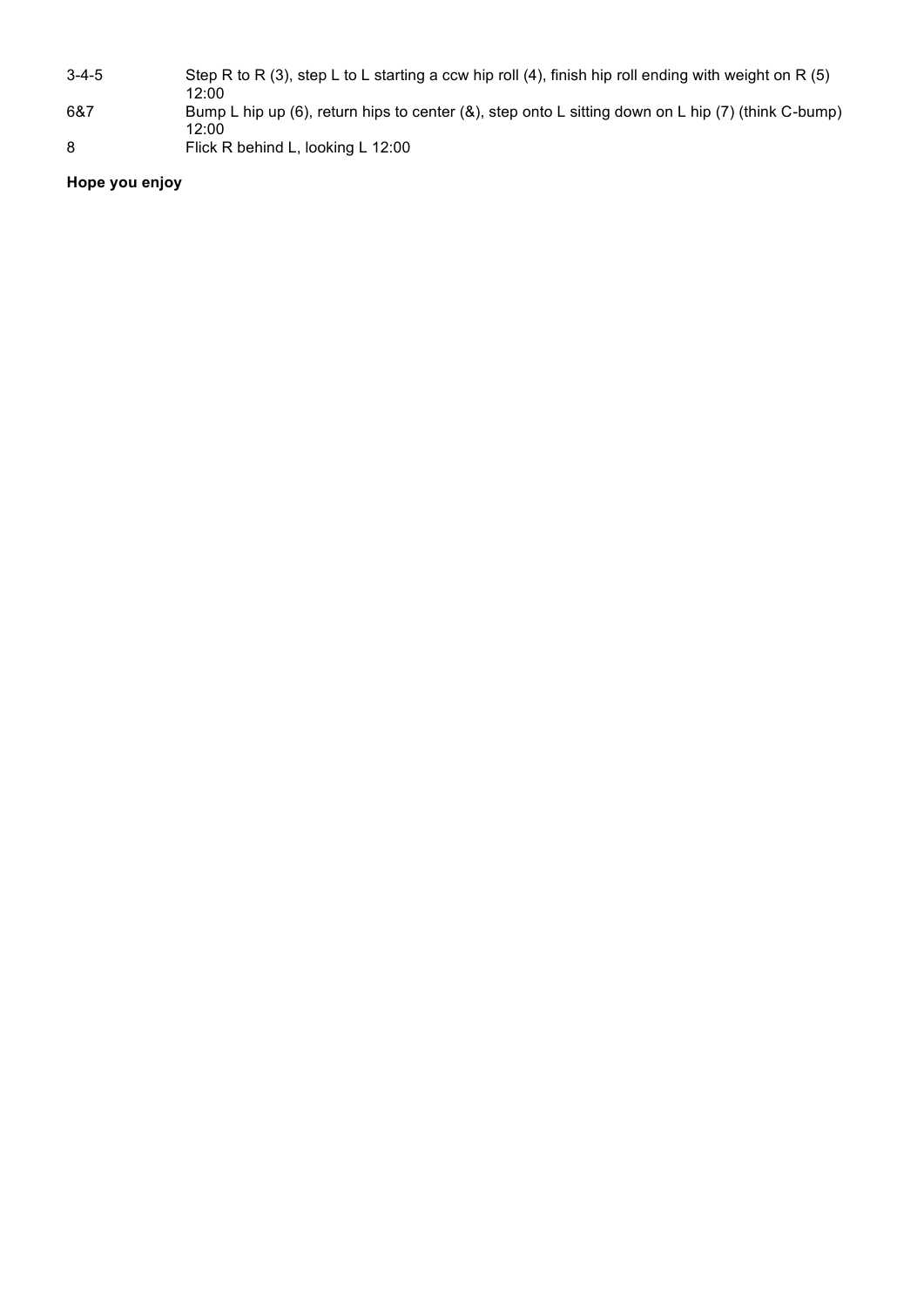| | |
|---|---|
| 3-4-5 | Step R to R (3), step L to L starting a ccw hip roll (4), finish hip roll ending with weight on R (5) 12:00 |
| 6&7 | Bump L hip up (6), return hips to center (&), step onto L sitting down on L hip (7) (think C-bump) 12:00 |
| 8 | Flick R behind L, looking L 12:00 |

**Hope you enjoy**